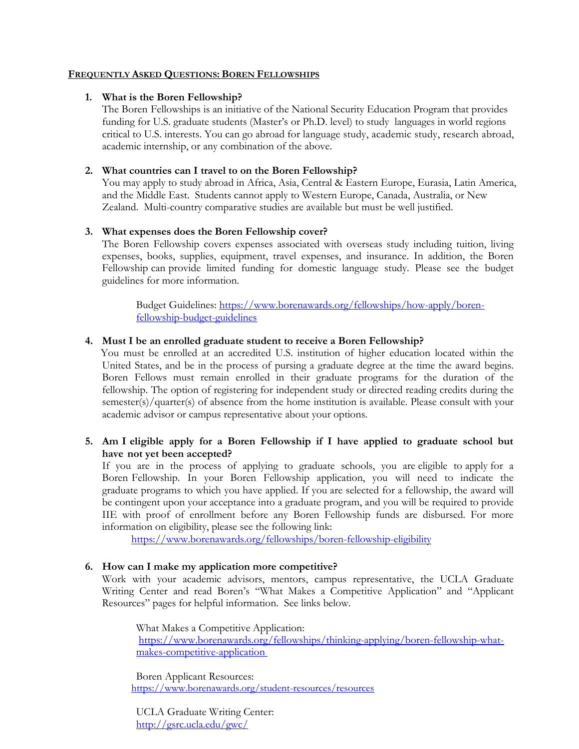**FREQUENTLY ASKED QUESTIONS: BOREN FELLOWSHIPS**

1. **What is the Boren Fellowship?**
   The Boren Fellowships is an initiative of the National Security Education Program that provides funding for U.S. graduate students (Master's or Ph.D. level) to study languages in world regions critical to U.S. interests. You can go abroad for language study, academic study, research abroad, academic internship, or any combination of the above.

2. **What countries can I travel to on the Boren Fellowship?**
   You may apply to study abroad in Africa, Asia, Central & Eastern Europe, Eurasia, Latin America, and the Middle East. Students cannot apply to Western Europe, Canada, Australia, or New Zealand. Multi-country comparative studies are available but must be well justified.

3. **What expenses does the Boren Fellowship cover?**
   The Boren Fellowship covers expenses associated with overseas study including tuition, living expenses, books, supplies, equipment, travel expenses, and insurance. In addition, the Boren Fellowship can provide limited funding for domestic language study. Please see the budget guidelines for more information.

   Budget Guidelines: https://www.borenawards.org/fellowships/how-apply/boren-fellowship-budget-guidelines

4. **Must I be an enrolled graduate student to receive a Boren Fellowship?**
   You must be enrolled at an accredited U.S. institution of higher education located within the United States, and be in the process of pursing a graduate degree at the time the award begins. Boren Fellows must remain enrolled in their graduate programs for the duration of the fellowship. The option of registering for independent study or directed reading credits during the semester(s)/quarter(s) of absence from the home institution is available. Please consult with your academic advisor or campus representative about your options.

5. **Am I eligible apply for a Boren Fellowship if I have applied to graduate school but have not yet been accepted?**
   If you are in the process of applying to graduate schools, you are eligible to apply for a Boren Fellowship. In your Boren Fellowship application, you will need to indicate the graduate programs to which you have applied. If you are selected for a fellowship, the award will be contingent upon your acceptance into a graduate program, and you will be required to provide IIE with proof of enrollment before any Boren Fellowship funds are disbursed. For more information on eligibility, please see the following link:
   https://www.borenawards.org/fellowships/boren-fellowship-eligibility

6. **How can I make my application more competitive?**
   Work with your academic advisors, mentors, campus representative, the UCLA Graduate Writing Center and read Boren's "What Makes a Competitive Application" and "Applicant Resources" pages for helpful information. See links below.

   What Makes a Competitive Application:
   https://www.borenawards.org/fellowships/thinking-applying/boren-fellowship-what-makes-competitive-application

   Boren Applicant Resources:
   https://www.borenawards.org/student-resources/resources

   UCLA Graduate Writing Center:
   http://gsrc.ucla.edu/gwc/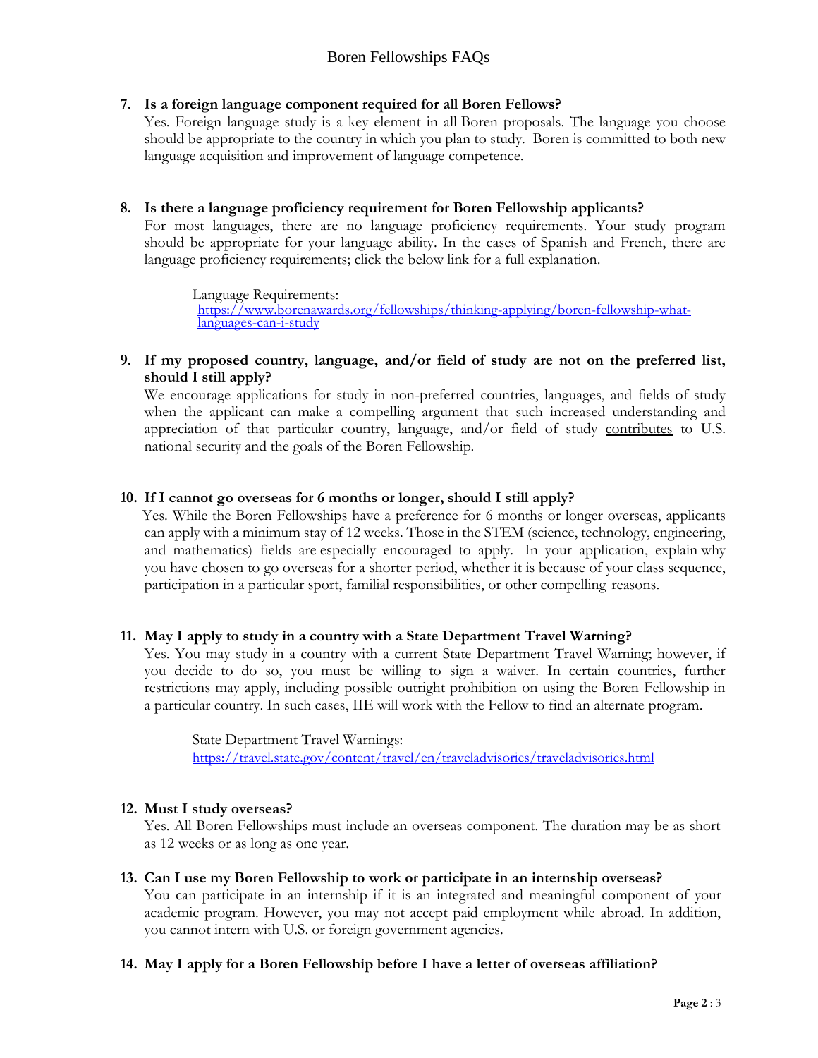**7. Is a foreign language component required for all Boren Fellows?**

Yes. Foreign language study is a key element in all Boren proposals. The language you choose should be appropriate to the country in which you plan to study. Boren is committed to both new language acquisition and improvement of language competence.

**8. Is there a language proficiency requirement for Boren Fellowship applicants?**

For most languages, there are no language proficiency requirements. Your study program should be appropriate for your language ability. In the cases of Spanish and French, there are language proficiency requirements; click the below link for a full explanation.

> Language Requirements:
> https://www.borenawards.org/fellowships/thinking-applying/boren-fellowship-what-languages-can-i-study

**9. If my proposed country, language, and/or field of study are not on the preferred list, should I still apply?**

We encourage applications for study in non-preferred countries, languages, and fields of study when the applicant can make a compelling argument that such increased understanding and appreciation of that particular country, language, and/or field of study contributes to U.S. national security and the goals of the Boren Fellowship.

**10. If I cannot go overseas for 6 months or longer, should I still apply?**

Yes. While the Boren Fellowships have a preference for 6 months or longer overseas, applicants can apply with a minimum stay of 12 weeks. Those in the STEM (science, technology, engineering, and mathematics) fields are especially encouraged to apply. In your application, explain why you have chosen to go overseas for a shorter period, whether it is because of your class sequence, participation in a particular sport, familial responsibilities, or other compelling reasons.

**11. May I apply to study in a country with a State Department Travel Warning?**

Yes. You may study in a country with a current State Department Travel Warning; however, if you decide to do so, you must be willing to sign a waiver. In certain countries, further restrictions may apply, including possible outright prohibition on using the Boren Fellowship in a particular country. In such cases, IIE will work with the Fellow to find an alternate program.

> State Department Travel Warnings:
> https://travel.state.gov/content/travel/en/traveladvisories/traveladvisories.html

**12. Must I study overseas?**

Yes. All Boren Fellowships must include an overseas component. The duration may be as short as 12 weeks or as long as one year.

**13. Can I use my Boren Fellowship to work or participate in an internship overseas?**

You can participate in an internship if it is an integrated and meaningful component of your academic program. However, you may not accept paid employment while abroad. In addition, you cannot intern with U.S. or foreign government agencies.

**14. May I apply for a Boren Fellowship before I have a letter of overseas affiliation?**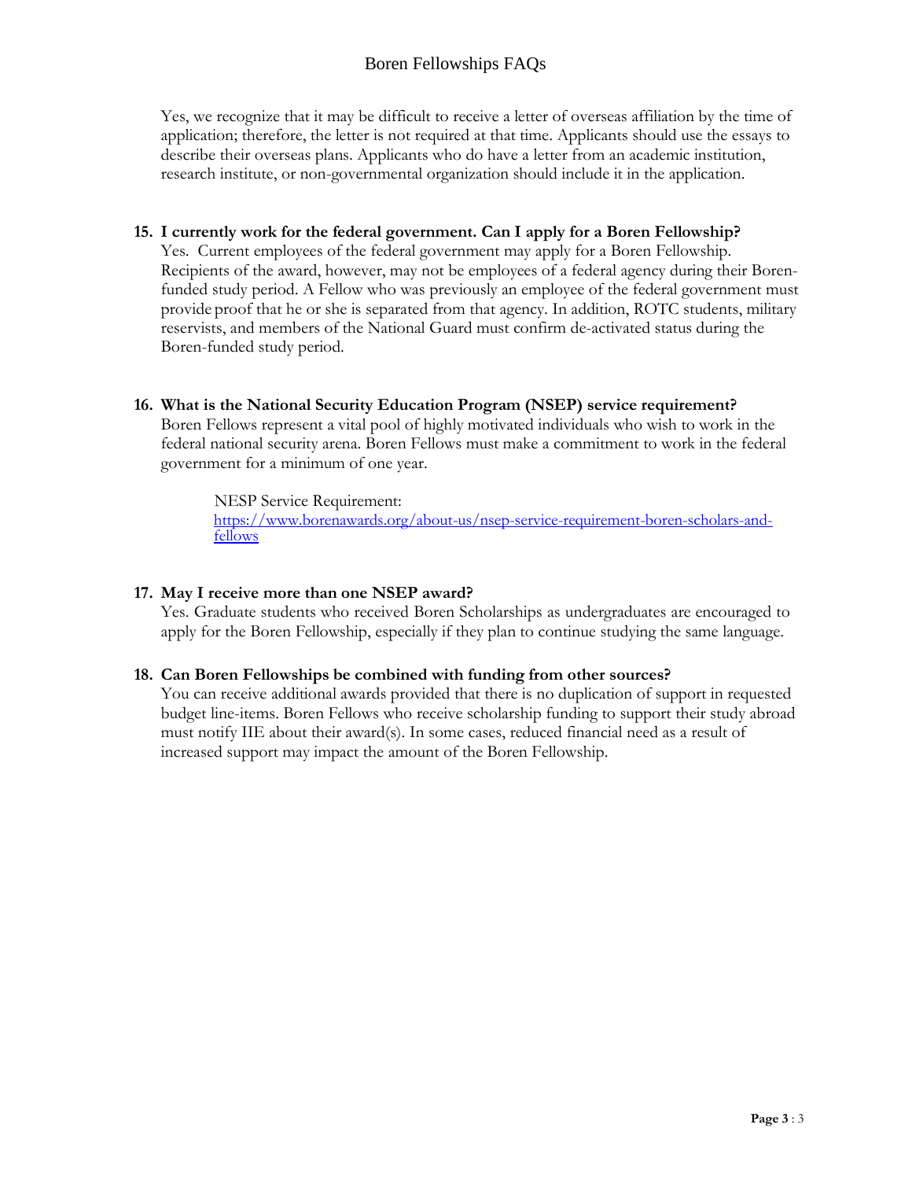Yes, we recognize that it may be difficult to receive a letter of overseas affiliation by the time of application; therefore, the letter is not required at that time. Applicants should use the essays to describe their overseas plans. Applicants who do have a letter from an academic institution, research institute, or non-governmental organization should include it in the application.

**15. I currently work for the federal government. Can I apply for a Boren Fellowship?**

Yes. Current employees of the federal government may apply for a Boren Fellowship. Recipients of the award, however, may not be employees of a federal agency during their Boren-funded study period. A Fellow who was previously an employee of the federal government must provide proof that he or she is separated from that agency. In addition, ROTC students, military reservists, and members of the National Guard must confirm de-activated status during the Boren-funded study period.

**16. What is the National Security Education Program (NSEP) service requirement?**

Boren Fellows represent a vital pool of highly motivated individuals who wish to work in the federal national security arena. Boren Fellows must make a commitment to work in the federal government for a minimum of one year.

> NESP Service Requirement:
> [https://www.borenawards.org/about-us/nsep-service-requirement-boren-scholars-and-fellows](https://www.borenawards.org/about-us/nsep-service-requirement-boren-scholars-and-fellows)

**17. May I receive more than one NSEP award?**

Yes. Graduate students who received Boren Scholarships as undergraduates are encouraged to apply for the Boren Fellowship, especially if they plan to continue studying the same language.

**18. Can Boren Fellowships be combined with funding from other sources?**

You can receive additional awards provided that there is no duplication of support in requested budget line-items. Boren Fellows who receive scholarship funding to support their study abroad must notify IIE about their award(s). In some cases, reduced financial need as a result of increased support may impact the amount of the Boren Fellowship.